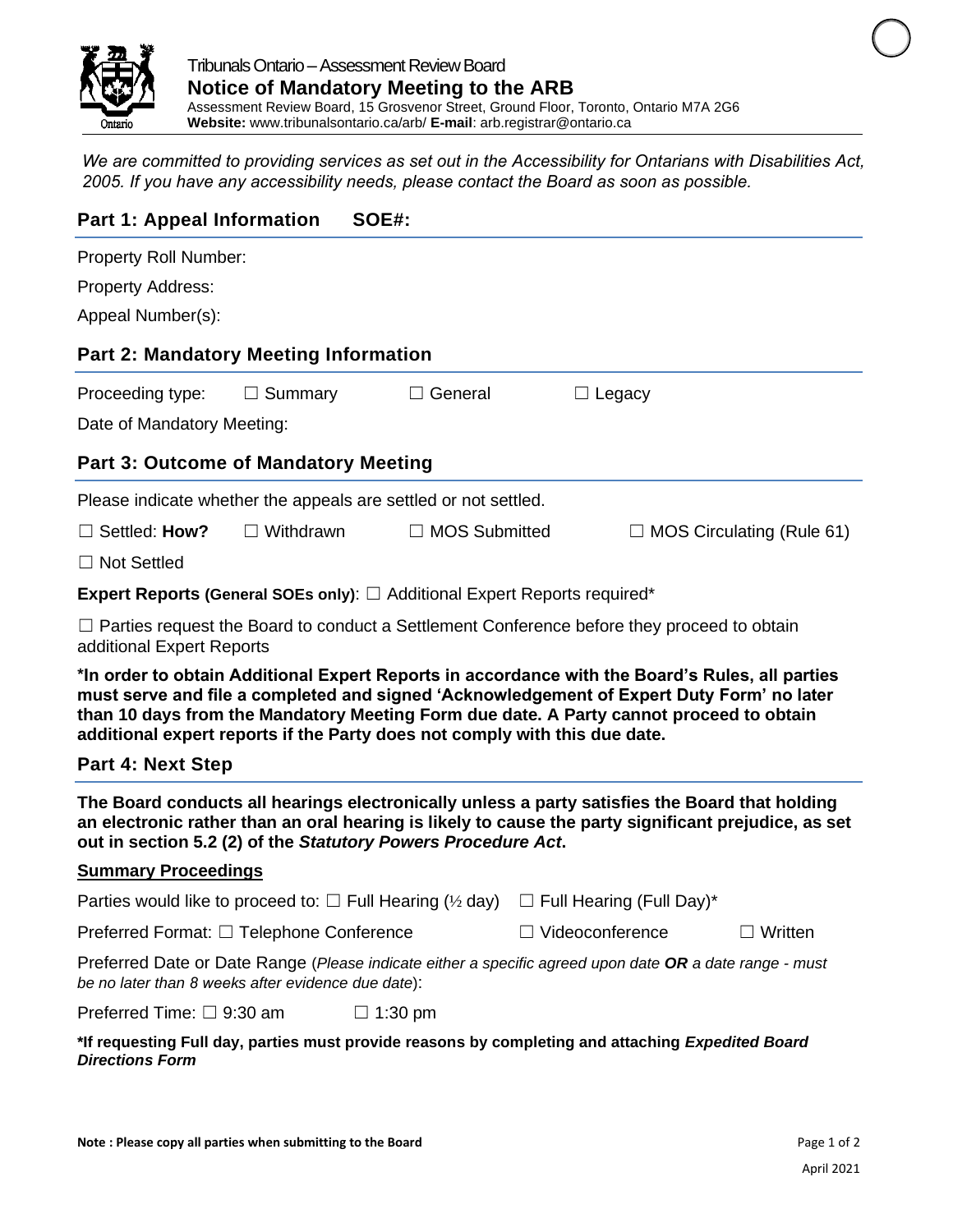Tribunals Ontario – Assessment Review Board

# Notice of Mandatory Meeting to the ARB

Assessment Review Board, 15 Grosvenor Street, Ground Floor, Toronto, Ontario M7A 2G6
**Website:** www.tribunalsontario.ca/arb/ **E-mail**: arb.registrar@ontario.ca

*We are committed to providing services as set out in the Accessibility for Ontarians with Disabilities Act, 2005. If you have any accessibility needs, please contact the Board as soon as possible.*

## Part 1: Appeal Information SOE#:

Property Roll Number:

Property Address:

Appeal Number(s):

## Part 2: Mandatory Meeting Information

Proceeding type: ☐ Summary ☐ General ☐ Legacy

Date of Mandatory Meeting:

## Part 3: Outcome of Mandatory Meeting

Please indicate whether the appeals are settled or not settled.

☐ Settled: **How?** ☐ Withdrawn ☐ MOS Submitted ☐ MOS Circulating (Rule 61)

☐ Not Settled

**Expert Reports (General SOEs only)**: ☐ Additional Expert Reports required*

☐ Parties request the Board to conduct a Settlement Conference before they proceed to obtain additional Expert Reports

**\*In order to obtain Additional Expert Reports in accordance with the Board's Rules, all parties must serve and file a completed and signed 'Acknowledgement of Expert Duty Form' no later than 10 days from the Mandatory Meeting Form due date. A Party cannot proceed to obtain additional expert reports if the Party does not comply with this due date.**

## Part 4: Next Step

**The Board conducts all hearings electronically unless a party satisfies the Board that holding an electronic rather than an oral hearing is likely to cause the party significant prejudice, as set out in section 5.2 (2) of the *Statutory Powers Procedure Act*.**

### Summary Proceedings

Parties would like to proceed to: ☐ Full Hearing (½ day) ☐ Full Hearing (Full Day)*

Preferred Format: ☐ Telephone Conference ☐ Videoconference ☐ Written

Preferred Date or Date Range (*Please indicate either a specific agreed upon date **OR** a date range - must be no later than 8 weeks after evidence due date*):

Preferred Time: ☐ 9:30 am ☐ 1:30 pm

**\*If requesting Full day, parties must provide reasons by completing and attaching *Expedited Board Directions Form***

**Note : Please copy all parties when submitting to the Board**

April 2021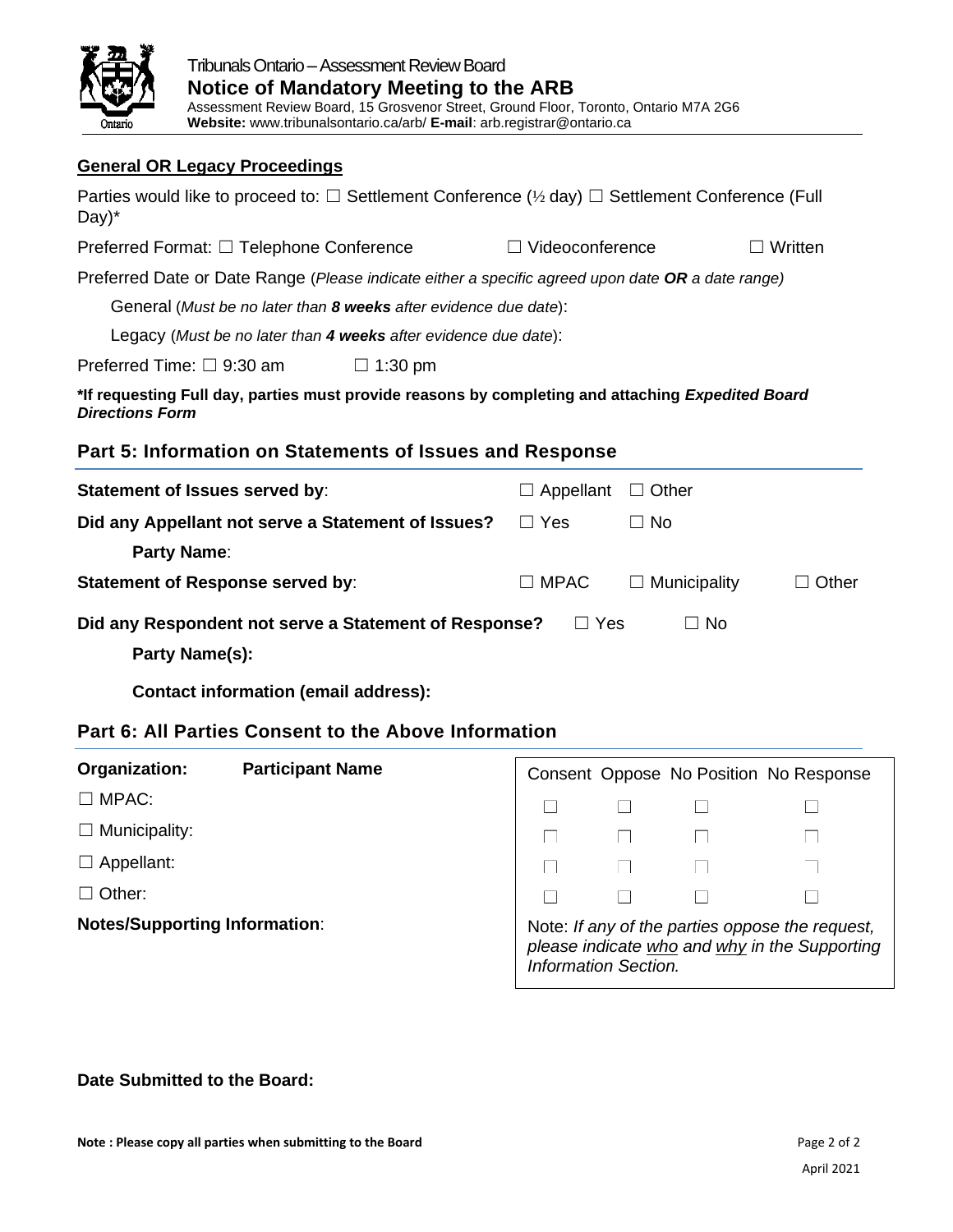Tribunals Ontario – Assessment Review Board
**Notice of Mandatory Meeting to the ARB**
Assessment Review Board, 15 Grosvenor Street, Ground Floor, Toronto, Ontario M7A 2G6
**Website:** www.tribunalsontario.ca/arb/ **E-mail**: arb.registrar@ontario.ca

**General OR Legacy Proceedings**

Parties would like to proceed to: ☐ Settlement Conference (½ day) ☐ Settlement Conference (Full Day)*

Preferred Format: ☐ Telephone Conference ☐ Videoconference ☐ Written

Preferred Date or Date Range (*Please indicate either a specific agreed upon date **OR** a date range)*

General (*Must be no later than **8 weeks** after evidence due date*):

Legacy (*Must be no later than **4 weeks** after evidence due date*):

Preferred Time: ☐ 9:30 am ☐ 1:30 pm

***If requesting Full day, parties must provide reasons by completing and attaching *Expedited Board Directions Form***

## Part 5: Information on Statements of Issues and Response

**Statement of Issues served by**: ☐ Appellant ☐ Other

**Did any Appellant not serve a Statement of Issues?** ☐ Yes ☐ No

**Party Name**:

**Statement of Response served by**: ☐ MPAC ☐ Municipality ☐ Other

**Did any Respondent not serve a Statement of Response?** ☐ Yes ☐ No

**Party Name(s):**

**Contact information (email address):**

## Part 6: All Parties Consent to the Above Information

| Organization: | Participant Name | Consent | Oppose | No Position | No Response |
|---|---|---|---|---|---|
| ☐ MPAC: | | ☐ | ☐ | ☐ | ☐ |
| ☐ Municipality: | | ☐ | ☐ | ☐ | ☐ |
| ☐ Appellant: | | ☐ | ☐ | ☐ | ☐ |
| ☐ Other: | | ☐ | ☐ | ☐ | ☐ |

**Notes/Supporting Information**:

Note: *If any of the parties oppose the request, please indicate who and why in the Supporting Information Section.*

**Date Submitted to the Board:**

**Note : Please copy all parties when submitting to the Board**

April 2021